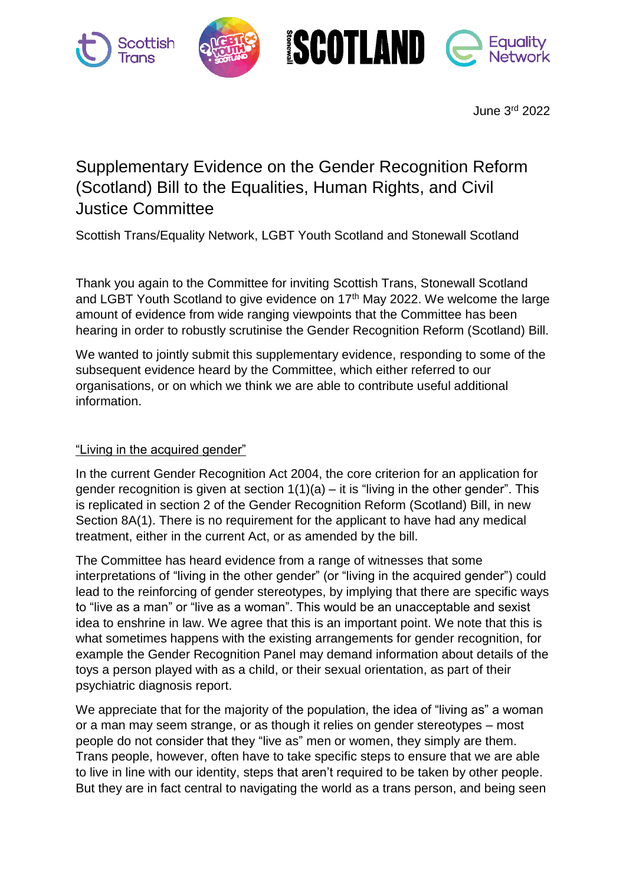June 3rd 2022

# Supplementary Evidence on the Gender Recognition Reform (Scotland) Bill to the Equalities, Human Rights, and Civil Justice Committee

Scottish Trans/Equality Network, LGBT Youth Scotland and Stonewall Scotland

Thank you again to the Committee for inviting Scottish Trans, Stonewall Scotland and LGBT Youth Scotland to give evidence on 17th May 2022. We welcome the large amount of evidence from wide ranging viewpoints that the Committee has been hearing in order to robustly scrutinise the Gender Recognition Reform (Scotland) Bill.

We wanted to jointly submit this supplementary evidence, responding to some of the subsequent evidence heard by the Committee, which either referred to our organisations, or on which we think we are able to contribute useful additional information.

## "Living in the acquired gender"

In the current Gender Recognition Act 2004, the core criterion for an application for gender recognition is given at section 1(1)(a) – it is "living in the other gender". This is replicated in section 2 of the Gender Recognition Reform (Scotland) Bill, in new Section 8A(1). There is no requirement for the applicant to have had any medical treatment, either in the current Act, or as amended by the bill.

The Committee has heard evidence from a range of witnesses that some interpretations of "living in the other gender" (or "living in the acquired gender") could lead to the reinforcing of gender stereotypes, by implying that there are specific ways to "live as a man" or "live as a woman". This would be an unacceptable and sexist idea to enshrine in law. We agree that this is an important point. We note that this is what sometimes happens with the existing arrangements for gender recognition, for example the Gender Recognition Panel may demand information about details of the toys a person played with as a child, or their sexual orientation, as part of their psychiatric diagnosis report.

We appreciate that for the majority of the population, the idea of "living as" a woman or a man may seem strange, or as though it relies on gender stereotypes – most people do not consider that they "live as" men or women, they simply are them. Trans people, however, often have to take specific steps to ensure that we are able to live in line with our identity, steps that aren't required to be taken by other people. But they are in fact central to navigating the world as a trans person, and being seen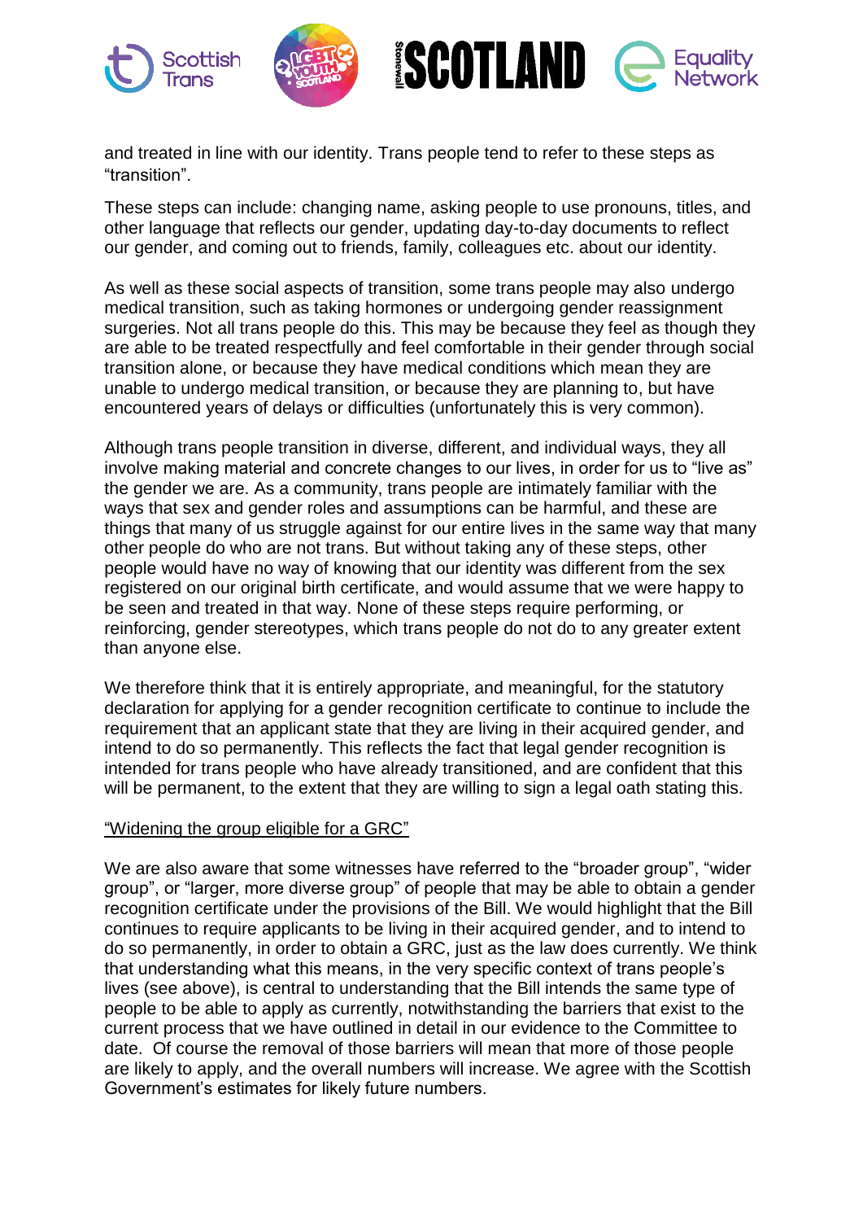and treated in line with our identity. Trans people tend to refer to these steps as "transition".

These steps can include: changing name, asking people to use pronouns, titles, and other language that reflects our gender, updating day-to-day documents to reflect our gender, and coming out to friends, family, colleagues etc. about our identity.

As well as these social aspects of transition, some trans people may also undergo medical transition, such as taking hormones or undergoing gender reassignment surgeries. Not all trans people do this. This may be because they feel as though they are able to be treated respectfully and feel comfortable in their gender through social transition alone, or because they have medical conditions which mean they are unable to undergo medical transition, or because they are planning to, but have encountered years of delays or difficulties (unfortunately this is very common).

Although trans people transition in diverse, different, and individual ways, they all involve making material and concrete changes to our lives, in order for us to "live as" the gender we are. As a community, trans people are intimately familiar with the ways that sex and gender roles and assumptions can be harmful, and these are things that many of us struggle against for our entire lives in the same way that many other people do who are not trans. But without taking any of these steps, other people would have no way of knowing that our identity was different from the sex registered on our original birth certificate, and would assume that we were happy to be seen and treated in that way. None of these steps require performing, or reinforcing, gender stereotypes, which trans people do not do to any greater extent than anyone else.

We therefore think that it is entirely appropriate, and meaningful, for the statutory declaration for applying for a gender recognition certificate to continue to include the requirement that an applicant state that they are living in their acquired gender, and intend to do so permanently. This reflects the fact that legal gender recognition is intended for trans people who have already transitioned, and are confident that this will be permanent, to the extent that they are willing to sign a legal oath stating this.

<u>"Widening the group eligible for a GRC"</u>

We are also aware that some witnesses have referred to the "broader group", "wider group", or "larger, more diverse group" of people that may be able to obtain a gender recognition certificate under the provisions of the Bill. We would highlight that the Bill continues to require applicants to be living in their acquired gender, and to intend to do so permanently, in order to obtain a GRC, just as the law does currently. We think that understanding what this means, in the very specific context of trans people's lives (see above), is central to understanding that the Bill intends the same type of people to be able to apply as currently, notwithstanding the barriers that exist to the current process that we have outlined in detail in our evidence to the Committee to date. Of course the removal of those barriers will mean that more of those people are likely to apply, and the overall numbers will increase. We agree with the Scottish Government's estimates for likely future numbers.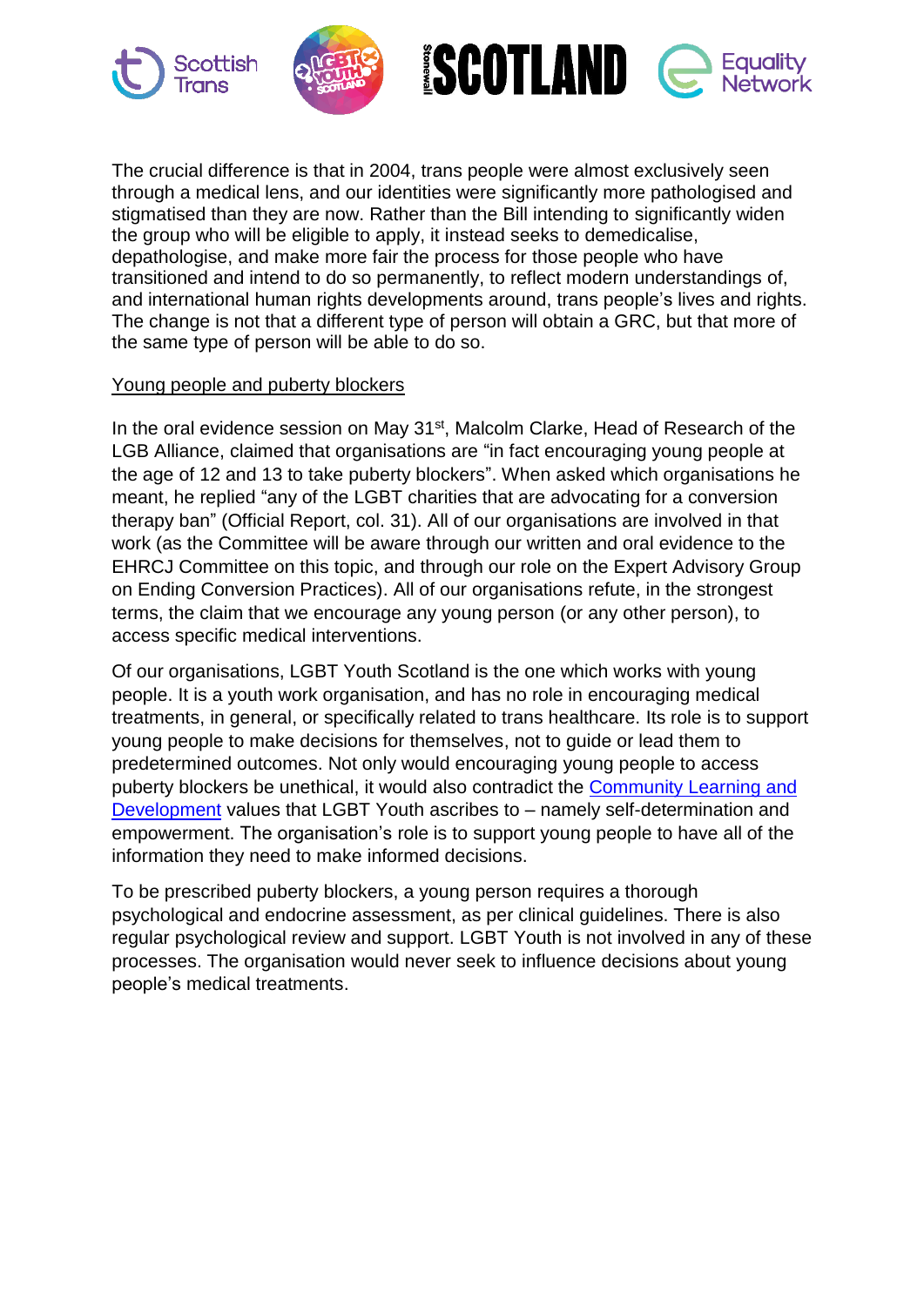The crucial difference is that in 2004, trans people were almost exclusively seen through a medical lens, and our identities were significantly more pathologised and stigmatised than they are now. Rather than the Bill intending to significantly widen the group who will be eligible to apply, it instead seeks to demedicalise, depathologise, and make more fair the process for those people who have transitioned and intend to do so permanently, to reflect modern understandings of, and international human rights developments around, trans people's lives and rights. The change is not that a different type of person will obtain a GRC, but that more of the same type of person will be able to do so.

Young people and puberty blockers

In the oral evidence session on May 31st, Malcolm Clarke, Head of Research of the LGB Alliance, claimed that organisations are "in fact encouraging young people at the age of 12 and 13 to take puberty blockers". When asked which organisations he meant, he replied "any of the LGBT charities that are advocating for a conversion therapy ban" (Official Report, col. 31). All of our organisations are involved in that work (as the Committee will be aware through our written and oral evidence to the EHRCJ Committee on this topic, and through our role on the Expert Advisory Group on Ending Conversion Practices). All of our organisations refute, in the strongest terms, the claim that we encourage any young person (or any other person), to access specific medical interventions.

Of our organisations, LGBT Youth Scotland is the one which works with young people. It is a youth work organisation, and has no role in encouraging medical treatments, in general, or specifically related to trans healthcare. Its role is to support young people to make decisions for themselves, not to guide or lead them to predetermined outcomes. Not only would encouraging young people to access puberty blockers be unethical, it would also contradict the Community Learning and Development values that LGBT Youth ascribes to – namely self-determination and empowerment. The organisation's role is to support young people to have all of the information they need to make informed decisions.

To be prescribed puberty blockers, a young person requires a thorough psychological and endocrine assessment, as per clinical guidelines. There is also regular psychological review and support. LGBT Youth is not involved in any of these processes. The organisation would never seek to influence decisions about young people's medical treatments.